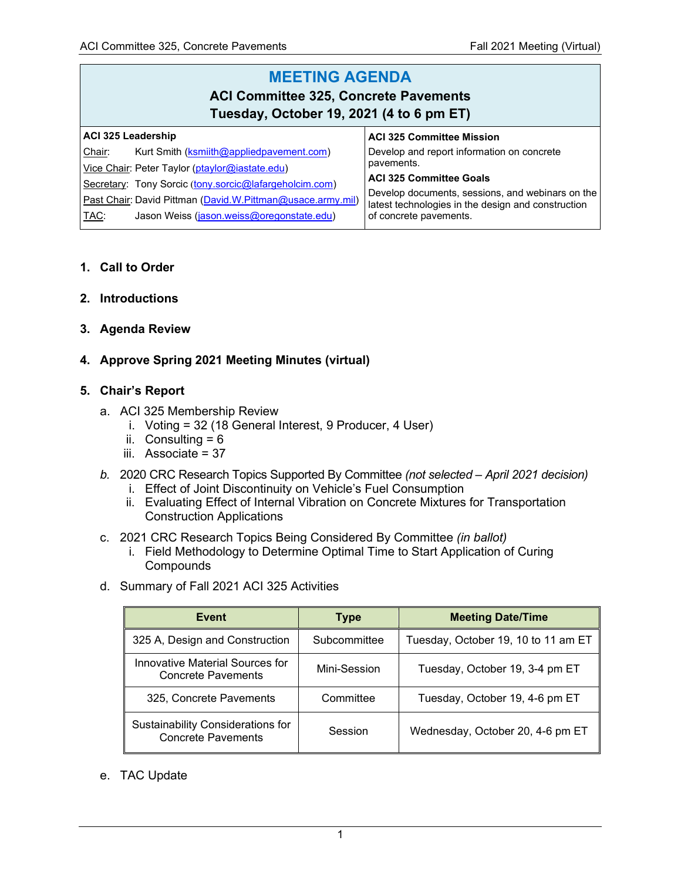# MEETING AGENDA

## ACI Committee 325, Concrete Pavements

## Tuesday, October 19, 2021 (4 to 6 pm ET)

| ACI 325 Leadership | ACI 325 Committee Mission |
|---|---|
| Chair: Kurt Smith (ksmiith@appliedpavement.com) | Develop and report information on concrete pavements. |
| Vice Chair: Peter Taylor (ptaylor@iastate.edu) | **ACI 325 Committee Goals** |
| Secretary: Tony Sorcic (tony.sorcic@lafargeholcim.com) | Develop documents, sessions, and webinars on the latest technologies in the design and construction of concrete pavements. |
| Past Chair: David Pittman (David.W.Pittman@usace.army.mil) | |
| TAC: Jason Weiss (jason.weiss@oregonstate.edu) | |

1. **Call to Order**

2. **Introductions**

3. **Agenda Review**

4. **Approve Spring 2021 Meeting Minutes (virtual)**

5. **Chair's Report**
   a. ACI 325 Membership Review
      i. Voting = 32 (18 General Interest, 9 Producer, 4 User)
      ii. Consulting = 6
      iii. Associate = 37

   *b.* 2020 CRC Research Topics Supported By Committee *(not selected – April 2021 decision)*
      i. Effect of Joint Discontinuity on Vehicle's Fuel Consumption
      ii. Evaluating Effect of Internal Vibration on Concrete Mixtures for Transportation Construction Applications

   c. 2021 CRC Research Topics Being Considered By Committee *(in ballot)*
      i. Field Methodology to Determine Optimal Time to Start Application of Curing Compounds

   d. Summary of Fall 2021 ACI 325 Activities

| Event | Type | Meeting Date/Time |
|---|---|---|
| 325 A, Design and Construction | Subcommittee | Tuesday, October 19, 10 to 11 am ET |
| Innovative Material Sources for Concrete Pavements | Mini-Session | Tuesday, October 19, 3-4 pm ET |
| 325, Concrete Pavements | Committee | Tuesday, October 19, 4-6 pm ET |
| Sustainability Considerations for Concrete Pavements | Session | Wednesday, October 20, 4-6 pm ET |

   e. TAC Update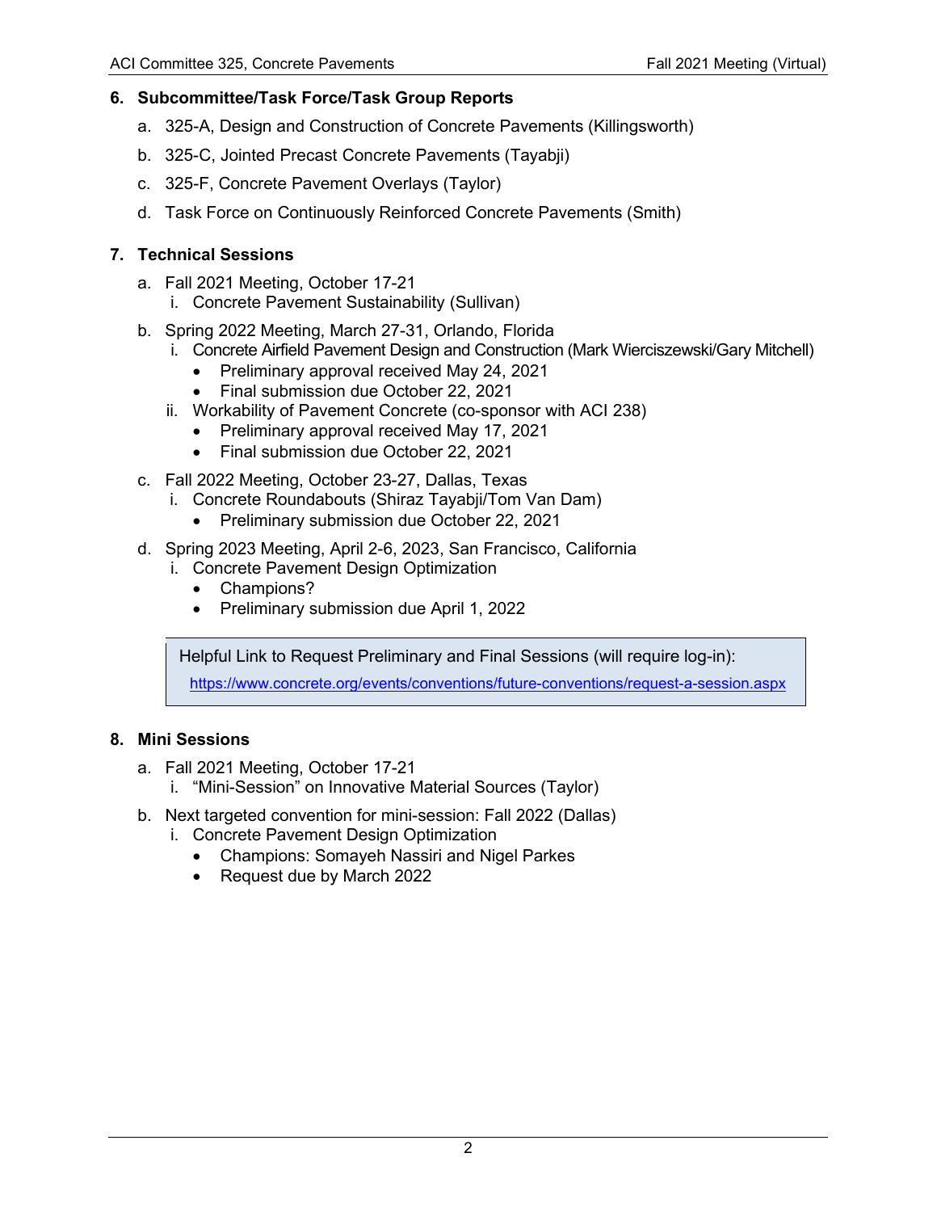## 6. Subcommittee/Task Force/Task Group Reports

a. 325-A, Design and Construction of Concrete Pavements (Killingsworth)

b. 325-C, Jointed Precast Concrete Pavements (Tayabji)

c. 325-F, Concrete Pavement Overlays (Taylor)

d. Task Force on Continuously Reinforced Concrete Pavements (Smith)

## 7. Technical Sessions

a. Fall 2021 Meeting, October 17-21
   i. Concrete Pavement Sustainability (Sullivan)

b. Spring 2022 Meeting, March 27-31, Orlando, Florida
   i. Concrete Airfield Pavement Design and Construction (Mark Wierciszewski/Gary Mitchell)
      - Preliminary approval received May 24, 2021
      - Final submission due October 22, 2021
   ii. Workability of Pavement Concrete (co-sponsor with ACI 238)
      - Preliminary approval received May 17, 2021
      - Final submission due October 22, 2021

c. Fall 2022 Meeting, October 23-27, Dallas, Texas
   i. Concrete Roundabouts (Shiraz Tayabji/Tom Van Dam)
      - Preliminary submission due October 22, 2021

d. Spring 2023 Meeting, April 2-6, 2023, San Francisco, California
   i. Concrete Pavement Design Optimization
      - Champions?
      - Preliminary submission due April 1, 2022

> Helpful Link to Request Preliminary and Final Sessions (will require log-in):
> https://www.concrete.org/events/conventions/future-conventions/request-a-session.aspx

## 8. Mini Sessions

a. Fall 2021 Meeting, October 17-21
   i. "Mini-Session" on Innovative Material Sources (Taylor)

b. Next targeted convention for mini-session: Fall 2022 (Dallas)
   i. Concrete Pavement Design Optimization
      - Champions: Somayeh Nassiri and Nigel Parkes
      - Request due by March 2022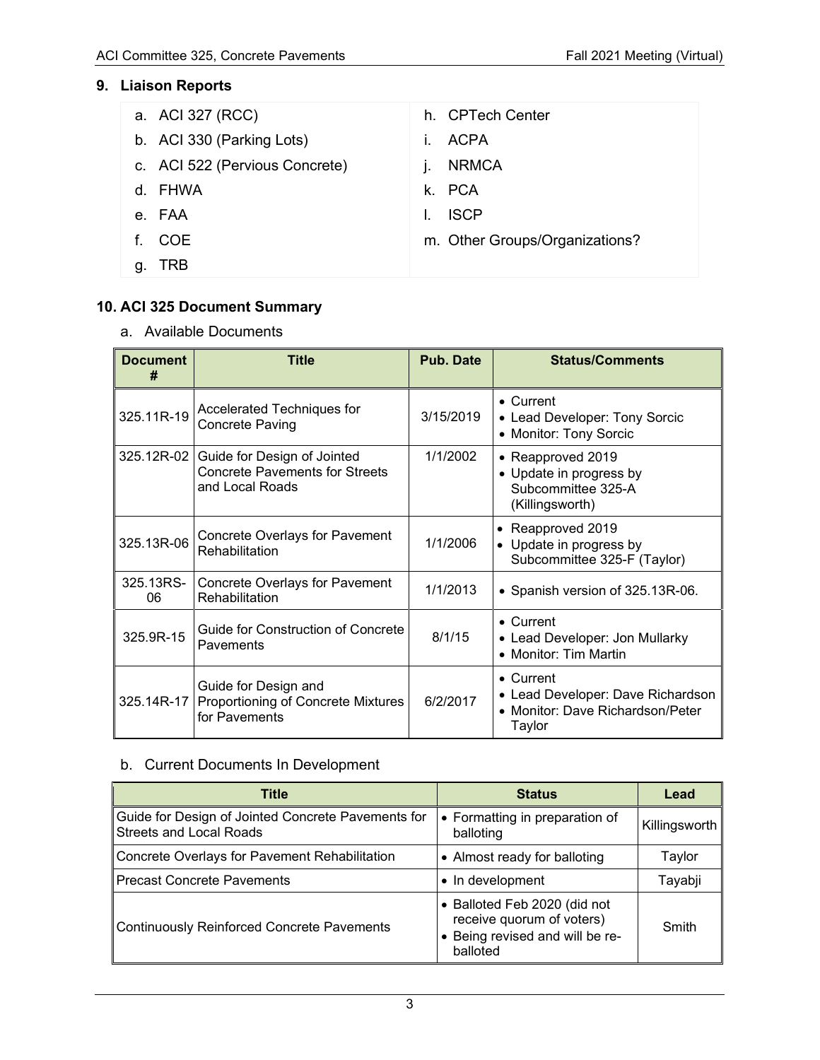## 9. Liaison Reports

a. ACI 327 (RCC)
b. ACI 330 (Parking Lots)
c. ACI 522 (Pervious Concrete)
d. FHWA
e. FAA
f. COE
g. TRB
h. CPTech Center
i. ACPA
j. NRMCA
k. PCA
l. ISCP
m. Other Groups/Organizations?

## 10. ACI 325 Document Summary

a. Available Documents

| Document # | Title | Pub. Date | Status/Comments |
|---|---|---|---|
| 325.11R-19 | Accelerated Techniques for Concrete Paving | 3/15/2019 | • Current<br>• Lead Developer: Tony Sorcic<br>• Monitor: Tony Sorcic |
| 325.12R-02 | Guide for Design of Jointed Concrete Pavements for Streets and Local Roads | 1/1/2002 | • Reapproved 2019<br>• Update in progress by Subcommittee 325-A (Killingsworth) |
| 325.13R-06 | Concrete Overlays for Pavement Rehabilitation | 1/1/2006 | • Reapproved 2019<br>• Update in progress by Subcommittee 325-F (Taylor) |
| 325.13RS-06 | Concrete Overlays for Pavement Rehabilitation | 1/1/2013 | • Spanish version of 325.13R-06. |
| 325.9R-15 | Guide for Construction of Concrete Pavements | 8/1/15 | • Current<br>• Lead Developer: Jon Mullarky<br>• Monitor: Tim Martin |
| 325.14R-17 | Guide for Design and Proportioning of Concrete Mixtures for Pavements | 6/2/2017 | • Current<br>• Lead Developer: Dave Richardson<br>• Monitor: Dave Richardson/Peter Taylor |

b. Current Documents In Development

| Title | Status | Lead |
|---|---|---|
| Guide for Design of Jointed Concrete Pavements for Streets and Local Roads | • Formatting in preparation of balloting | Killingsworth |
| Concrete Overlays for Pavement Rehabilitation | • Almost ready for balloting | Taylor |
| Precast Concrete Pavements | • In development | Tayabji |
| Continuously Reinforced Concrete Pavements | • Balloted Feb 2020 (did not receive quorum of voters)<br>• Being revised and will be re-balloted | Smith |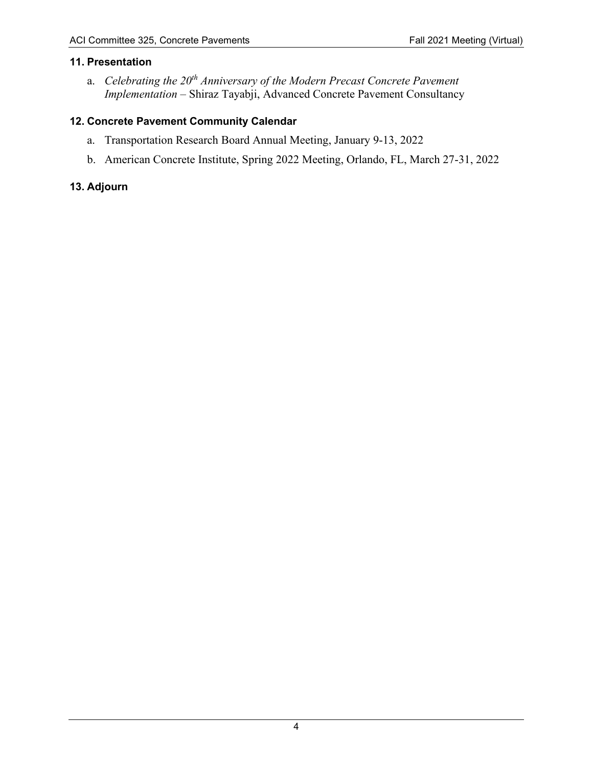## 11. Presentation

a. *Celebrating the 20th Anniversary of the Modern Precast Concrete Pavement Implementation* – Shiraz Tayabji, Advanced Concrete Pavement Consultancy

## 12. Concrete Pavement Community Calendar

a. Transportation Research Board Annual Meeting, January 9-13, 2022

b. American Concrete Institute, Spring 2022 Meeting, Orlando, FL, March 27-31, 2022

## 13. Adjourn